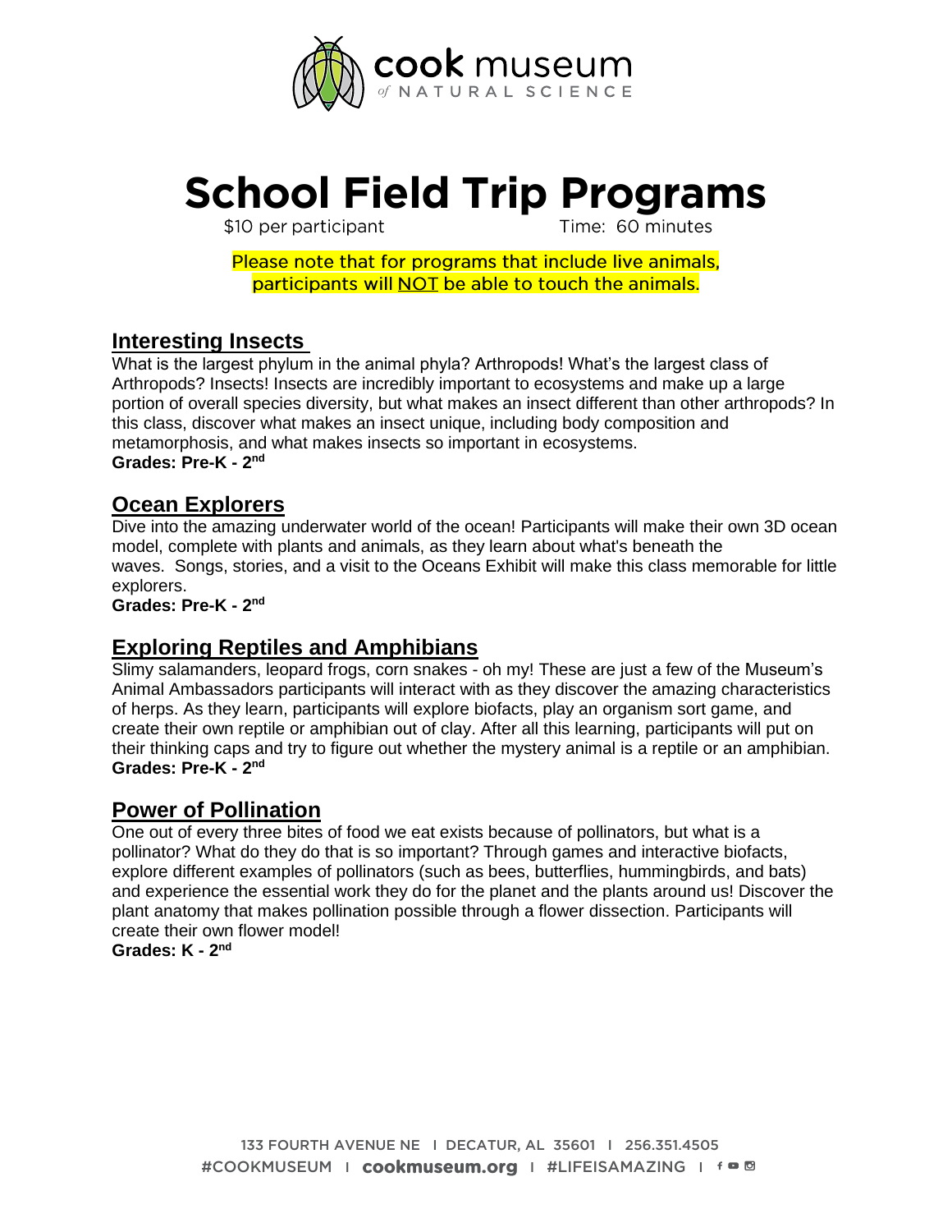cook museum *of* NATURAL SCIENCE

# School Field Trip Programs

$10 per participant

Time: 60 minutes

Please note that for programs that include live animals, participants will NOT be able to touch the animals.

## Interesting Insects

What is the largest phylum in the animal phyla? Arthropods! What's the largest class of Arthropods? Insects! Insects are incredibly important to ecosystems and make up a large portion of overall species diversity, but what makes an insect different than other arthropods? In this class, discover what makes an insect unique, including body composition and metamorphosis, and what makes insects so important in ecosystems.

**Grades: Pre-K - 2nd**

## Ocean Explorers

Dive into the amazing underwater world of the ocean! Participants will make their own 3D ocean model, complete with plants and animals, as they learn about what's beneath the waves. Songs, stories, and a visit to the Oceans Exhibit will make this class memorable for little explorers.

**Grades: Pre-K - 2nd**

## Exploring Reptiles and Amphibians

Slimy salamanders, leopard frogs, corn snakes - oh my! These are just a few of the Museum's Animal Ambassadors participants will interact with as they discover the amazing characteristics of herps. As they learn, participants will explore biofacts, play an organism sort game, and create their own reptile or amphibian out of clay. After all this learning, participants will put on their thinking caps and try to figure out whether the mystery animal is a reptile or an amphibian.

**Grades: Pre-K - 2nd**

## Power of Pollination

One out of every three bites of food we eat exists because of pollinators, but what is a pollinator? What do they do that is so important? Through games and interactive biofacts, explore different examples of pollinators (such as bees, butterflies, hummingbirds, and bats) and experience the essential work they do for the planet and the plants around us! Discover the plant anatomy that makes pollination possible through a flower dissection. Participants will create their own flower model!

**Grades: K - 2nd**

133 FOURTH AVENUE NE | DECATUR, AL 35601 | 256.351.4505

#COOKMUSEUM | **cookmuseum.org** | #LIFEISAMAZING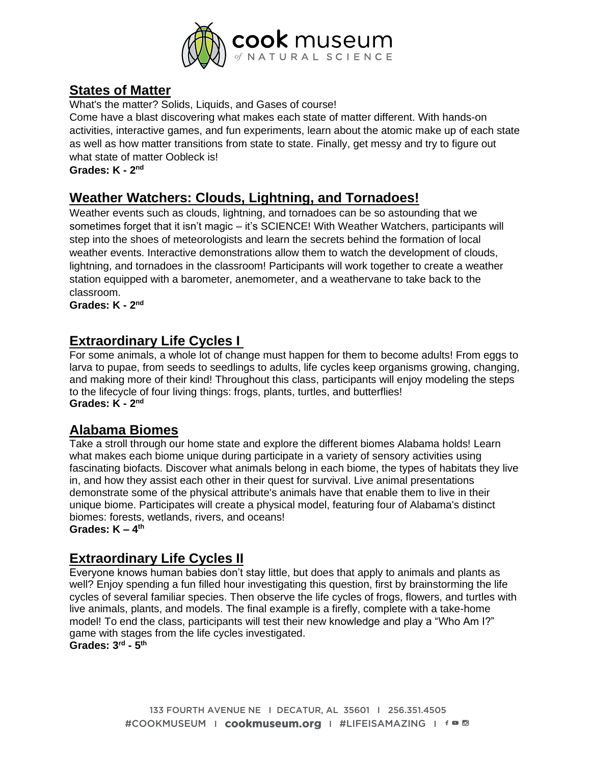## States of Matter

What's the matter? Solids, Liquids, and Gases of course!

Come have a blast discovering what makes each state of matter different. With hands-on activities, interactive games, and fun experiments, learn about the atomic make up of each state as well as how matter transitions from state to state. Finally, get messy and try to figure out what state of matter Oobleck is!

**Grades: K - 2nd**

## Weather Watchers: Clouds, Lightning, and Tornadoes!

Weather events such as clouds, lightning, and tornadoes can be so astounding that we sometimes forget that it isn't magic – it's SCIENCE! With Weather Watchers, participants will step into the shoes of meteorologists and learn the secrets behind the formation of local weather events. Interactive demonstrations allow them to watch the development of clouds, lightning, and tornadoes in the classroom! Participants will work together to create a weather station equipped with a barometer, anemometer, and a weathervane to take back to the classroom.

**Grades: K - 2nd**

## Extraordinary Life Cycles I

For some animals, a whole lot of change must happen for them to become adults! From eggs to larva to pupae, from seeds to seedlings to adults, life cycles keep organisms growing, changing, and making more of their kind! Throughout this class, participants will enjoy modeling the steps to the lifecycle of four living things: frogs, plants, turtles, and butterflies!

**Grades: K - 2nd**

## Alabama Biomes

Take a stroll through our home state and explore the different biomes Alabama holds! Learn what makes each biome unique during participate in a variety of sensory activities using fascinating biofacts. Discover what animals belong in each biome, the types of habitats they live in, and how they assist each other in their quest for survival. Live animal presentations demonstrate some of the physical attribute's animals have that enable them to live in their unique biome. Participates will create a physical model, featuring four of Alabama's distinct biomes: forests, wetlands, rivers, and oceans!

**Grades: K – 4th**

## Extraordinary Life Cycles II

Everyone knows human babies don't stay little, but does that apply to animals and plants as well? Enjoy spending a fun filled hour investigating this question, first by brainstorming the life cycles of several familiar species. Then observe the life cycles of frogs, flowers, and turtles with live animals, plants, and models. The final example is a firefly, complete with a take-home model! To end the class, participants will test their new knowledge and play a "Who Am I?" game with stages from the life cycles investigated.

**Grades: 3rd - 5th**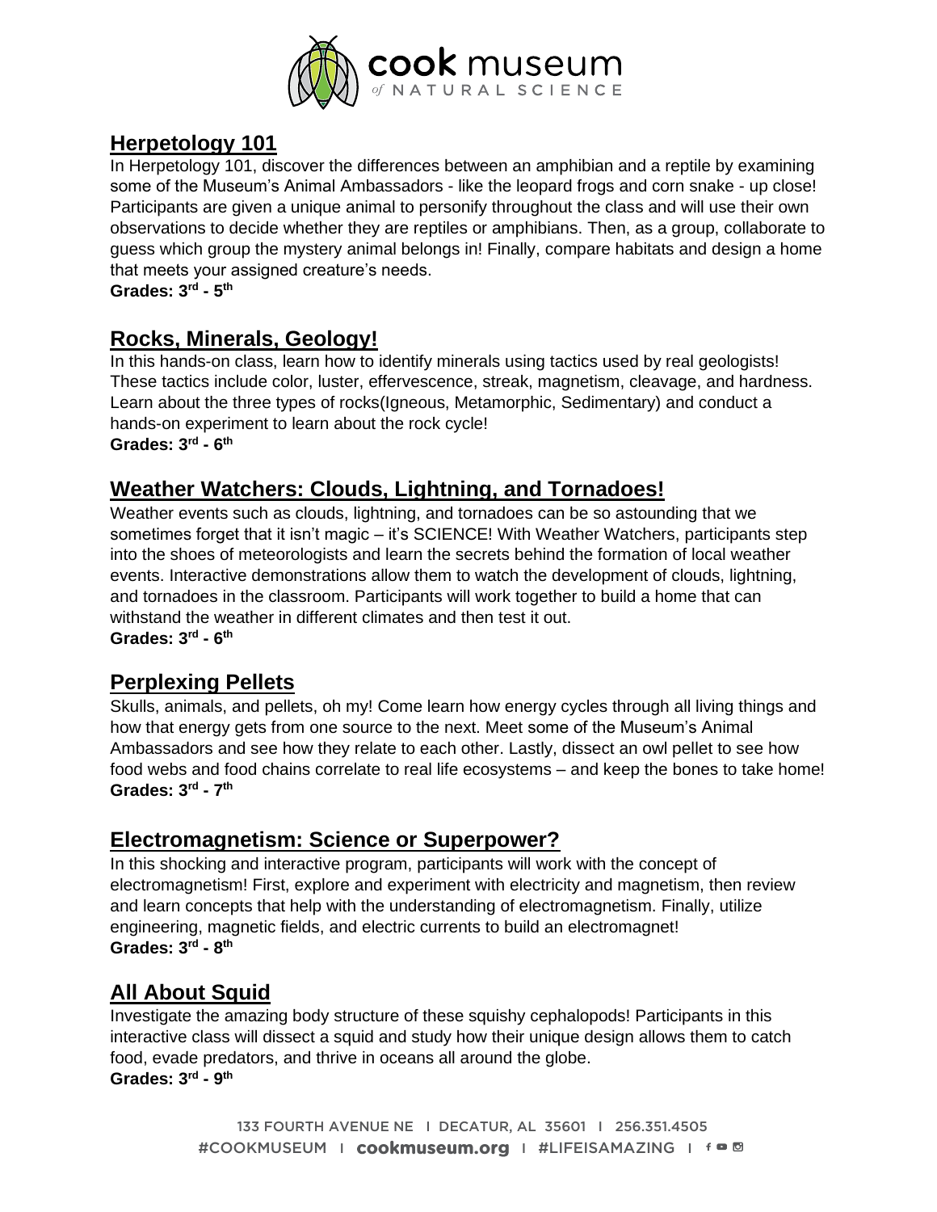## Herpetology 101

In Herpetology 101, discover the differences between an amphibian and a reptile by examining some of the Museum's Animal Ambassadors - like the leopard frogs and corn snake - up close! Participants are given a unique animal to personify throughout the class and will use their own observations to decide whether they are reptiles or amphibians. Then, as a group, collaborate to guess which group the mystery animal belongs in! Finally, compare habitats and design a home that meets your assigned creature's needs.

**Grades: 3rd - 5th**

## Rocks, Minerals, Geology!

In this hands-on class, learn how to identify minerals using tactics used by real geologists! These tactics include color, luster, effervescence, streak, magnetism, cleavage, and hardness. Learn about the three types of rocks(Igneous, Metamorphic, Sedimentary) and conduct a hands-on experiment to learn about the rock cycle!

**Grades: 3rd - 6th**

## Weather Watchers: Clouds, Lightning, and Tornadoes!

Weather events such as clouds, lightning, and tornadoes can be so astounding that we sometimes forget that it isn't magic – it's SCIENCE! With Weather Watchers, participants step into the shoes of meteorologists and learn the secrets behind the formation of local weather events. Interactive demonstrations allow them to watch the development of clouds, lightning, and tornadoes in the classroom. Participants will work together to build a home that can withstand the weather in different climates and then test it out.

**Grades: 3rd - 6th**

## Perplexing Pellets

Skulls, animals, and pellets, oh my! Come learn how energy cycles through all living things and how that energy gets from one source to the next. Meet some of the Museum's Animal Ambassadors and see how they relate to each other. Lastly, dissect an owl pellet to see how food webs and food chains correlate to real life ecosystems – and keep the bones to take home!

**Grades: 3rd - 7th**

## Electromagnetism: Science or Superpower?

In this shocking and interactive program, participants will work with the concept of electromagnetism! First, explore and experiment with electricity and magnetism, then review and learn concepts that help with the understanding of electromagnetism. Finally, utilize engineering, magnetic fields, and electric currents to build an electromagnet!

**Grades: 3rd - 8th**

## All About Squid

Investigate the amazing body structure of these squishy cephalopods! Participants in this interactive class will dissect a squid and study how their unique design allows them to catch food, evade predators, and thrive in oceans all around the globe.

**Grades: 3rd - 9th**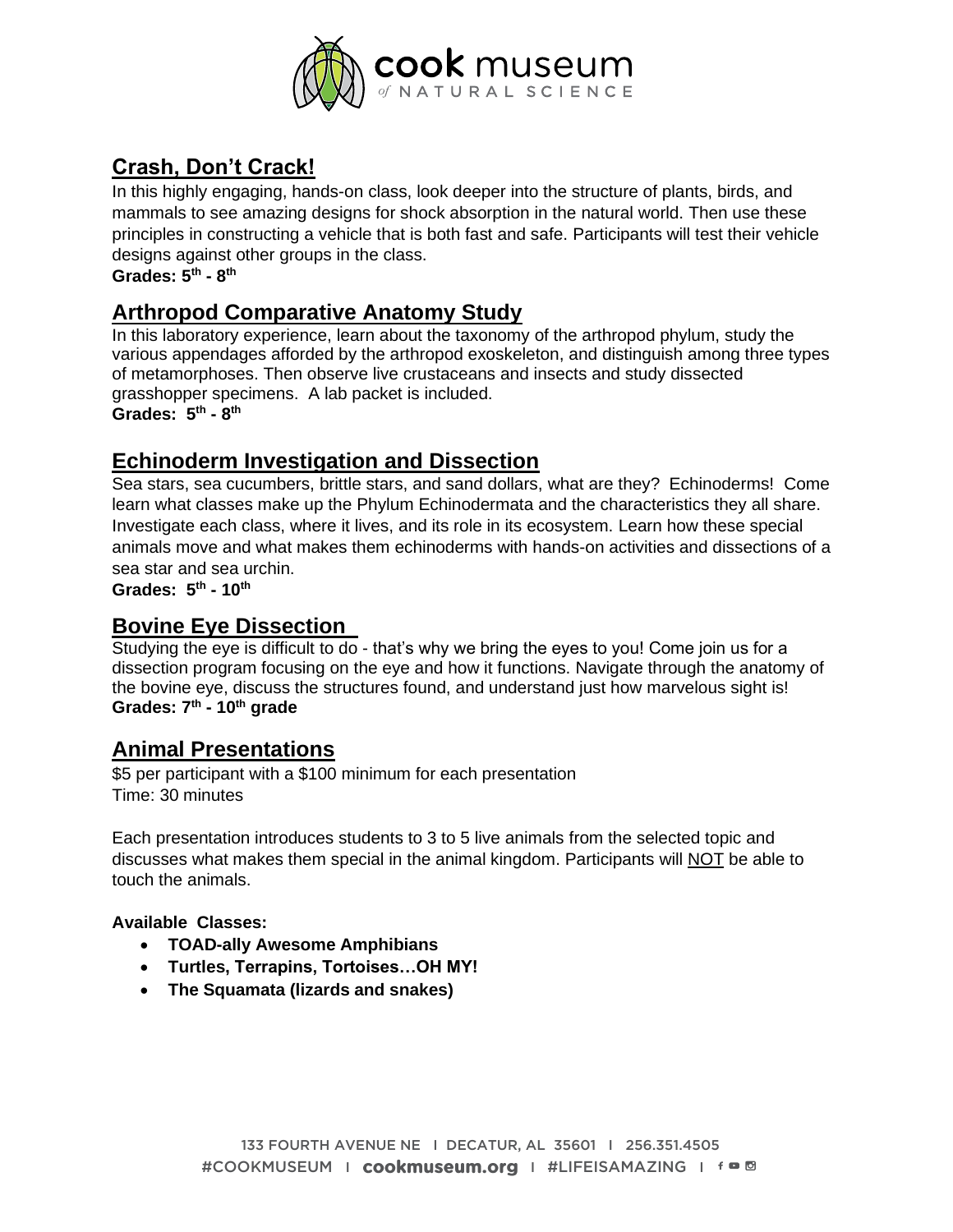## Crash, Don't Crack!

In this highly engaging, hands-on class, look deeper into the structure of plants, birds, and mammals to see amazing designs for shock absorption in the natural world. Then use these principles in constructing a vehicle that is both fast and safe. Participants will test their vehicle designs against other groups in the class.

**Grades: 5th - 8th**

## Arthropod Comparative Anatomy Study

In this laboratory experience, learn about the taxonomy of the arthropod phylum, study the various appendages afforded by the arthropod exoskeleton, and distinguish among three types of metamorphoses. Then observe live crustaceans and insects and study dissected grasshopper specimens. A lab packet is included.

**Grades: 5th - 8th**

## Echinoderm Investigation and Dissection

Sea stars, sea cucumbers, brittle stars, and sand dollars, what are they? Echinoderms! Come learn what classes make up the Phylum Echinodermata and the characteristics they all share. Investigate each class, where it lives, and its role in its ecosystem. Learn how these special animals move and what makes them echinoderms with hands-on activities and dissections of a sea star and sea urchin.

**Grades: 5th - 10th**

## Bovine Eye Dissection

Studying the eye is difficult to do - that's why we bring the eyes to you! Come join us for a dissection program focusing on the eye and how it functions. Navigate through the anatomy of the bovine eye, discuss the structures found, and understand just how marvelous sight is!

**Grades: 7th - 10th grade**

## Animal Presentations

$5 per participant with a $100 minimum for each presentation
Time: 30 minutes

Each presentation introduces students to 3 to 5 live animals from the selected topic and discusses what makes them special in the animal kingdom. Participants will NOT be able to touch the animals.

**Available Classes:**

- **TOAD-ally Awesome Amphibians**
- **Turtles, Terrapins, Tortoises…OH MY!**
- **The Squamata (lizards and snakes)**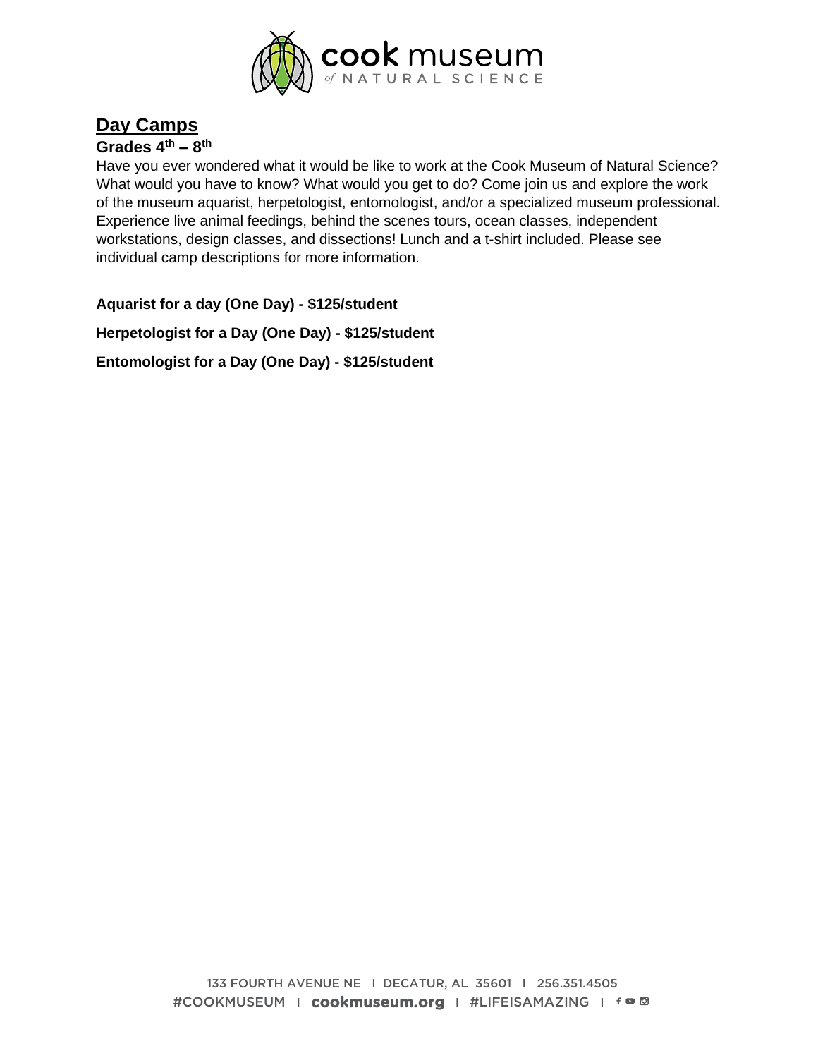## Day Camps

**Grades 4th – 8th**

Have you ever wondered what it would be like to work at the Cook Museum of Natural Science? What would you have to know? What would you get to do? Come join us and explore the work of the museum aquarist, herpetologist, entomologist, and/or a specialized museum professional. Experience live animal feedings, behind the scenes tours, ocean classes, independent workstations, design classes, and dissections! Lunch and a t-shirt included. Please see individual camp descriptions for more information.

**Aquarist for a day (One Day) - $125/student**

**Herpetologist for a Day (One Day) - $125/student**

**Entomologist for a Day (One Day) - $125/student**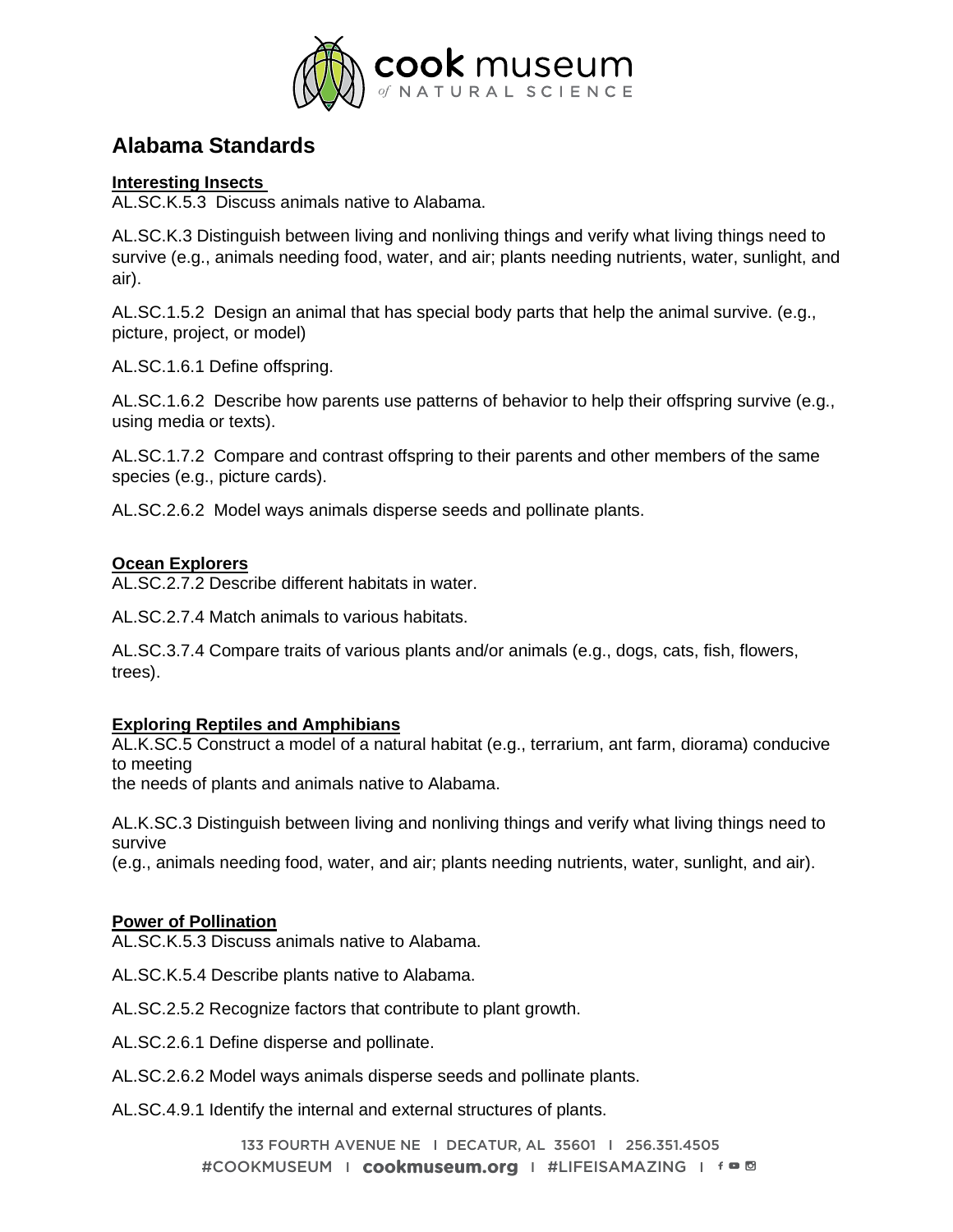## Alabama Standards

**Interesting Insects**

AL.SC.K.5.3 Discuss animals native to Alabama.

AL.SC.K.3 Distinguish between living and nonliving things and verify what living things need to survive (e.g., animals needing food, water, and air; plants needing nutrients, water, sunlight, and air).

AL.SC.1.5.2 Design an animal that has special body parts that help the animal survive. (e.g., picture, project, or model)

AL.SC.1.6.1 Define offspring.

AL.SC.1.6.2 Describe how parents use patterns of behavior to help their offspring survive (e.g., using media or texts).

AL.SC.1.7.2 Compare and contrast offspring to their parents and other members of the same species (e.g., picture cards).

AL.SC.2.6.2 Model ways animals disperse seeds and pollinate plants.

**Ocean Explorers**

AL.SC.2.7.2 Describe different habitats in water.

AL.SC.2.7.4 Match animals to various habitats.

AL.SC.3.7.4 Compare traits of various plants and/or animals (e.g., dogs, cats, fish, flowers, trees).

**Exploring Reptiles and Amphibians**

AL.K.SC.5 Construct a model of a natural habitat (e.g., terrarium, ant farm, diorama) conducive to meeting
the needs of plants and animals native to Alabama.

AL.K.SC.3 Distinguish between living and nonliving things and verify what living things need to survive
(e.g., animals needing food, water, and air; plants needing nutrients, water, sunlight, and air).

**Power of Pollination**

AL.SC.K.5.3 Discuss animals native to Alabama.

AL.SC.K.5.4 Describe plants native to Alabama.

AL.SC.2.5.2 Recognize factors that contribute to plant growth.

AL.SC.2.6.1 Define disperse and pollinate.

AL.SC.2.6.2 Model ways animals disperse seeds and pollinate plants.

AL.SC.4.9.1 Identify the internal and external structures of plants.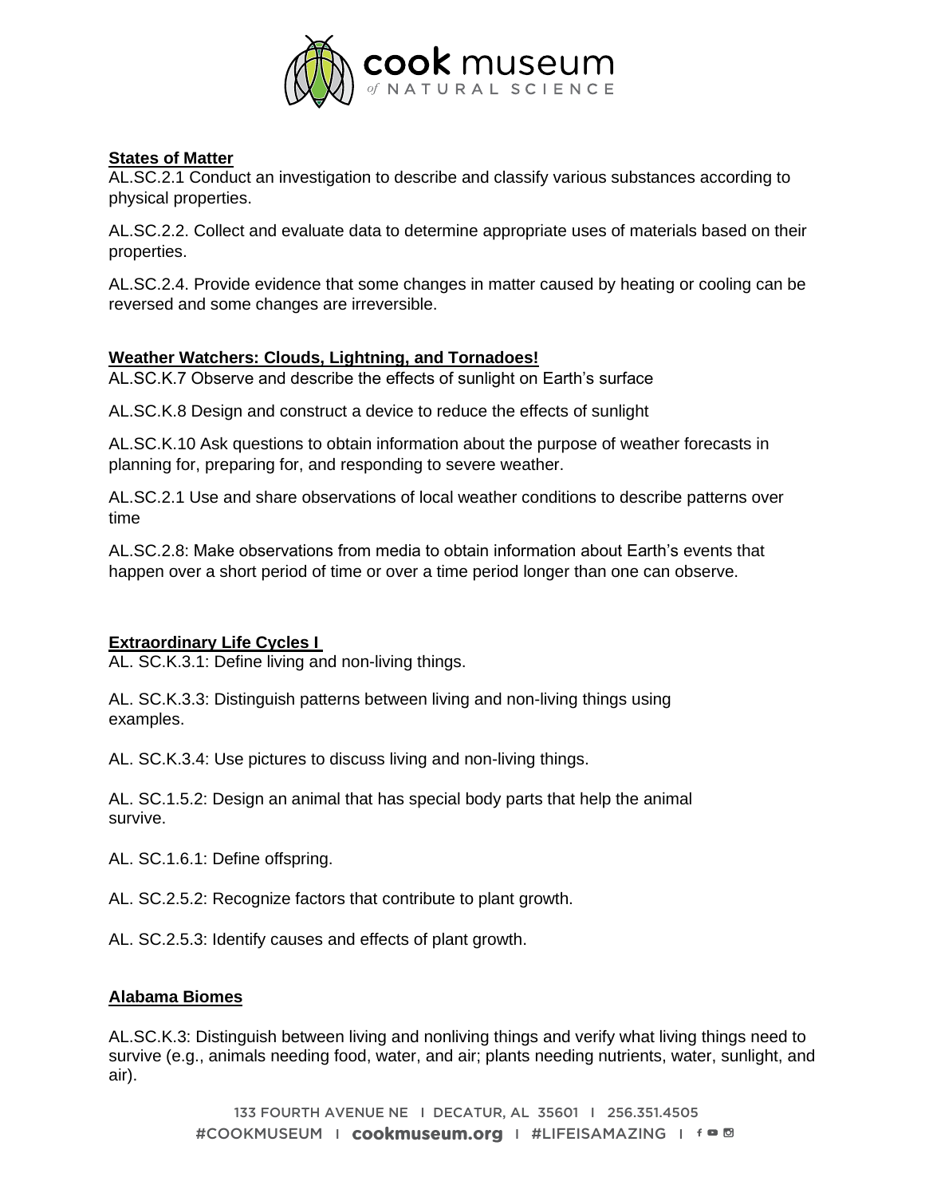**States of Matter**

AL.SC.2.1 Conduct an investigation to describe and classify various substances according to physical properties.

AL.SC.2.2. Collect and evaluate data to determine appropriate uses of materials based on their properties.

AL.SC.2.4. Provide evidence that some changes in matter caused by heating or cooling can be reversed and some changes are irreversible.

**Weather Watchers: Clouds, Lightning, and Tornadoes!**

AL.SC.K.7 Observe and describe the effects of sunlight on Earth's surface

AL.SC.K.8 Design and construct a device to reduce the effects of sunlight

AL.SC.K.10 Ask questions to obtain information about the purpose of weather forecasts in planning for, preparing for, and responding to severe weather.

AL.SC.2.1 Use and share observations of local weather conditions to describe patterns over time

AL.SC.2.8: Make observations from media to obtain information about Earth's events that happen over a short period of time or over a time period longer than one can observe.

**Extraordinary Life Cycles I**

AL. SC.K.3.1: Define living and non-living things.

AL. SC.K.3.3: Distinguish patterns between living and non-living things using examples.

AL. SC.K.3.4: Use pictures to discuss living and non-living things.

AL. SC.1.5.2: Design an animal that has special body parts that help the animal survive.

AL. SC.1.6.1: Define offspring.

AL. SC.2.5.2: Recognize factors that contribute to plant growth.

AL. SC.2.5.3: Identify causes and effects of plant growth.

**Alabama Biomes**

AL.SC.K.3: Distinguish between living and nonliving things and verify what living things need to survive (e.g., animals needing food, water, and air; plants needing nutrients, water, sunlight, and air).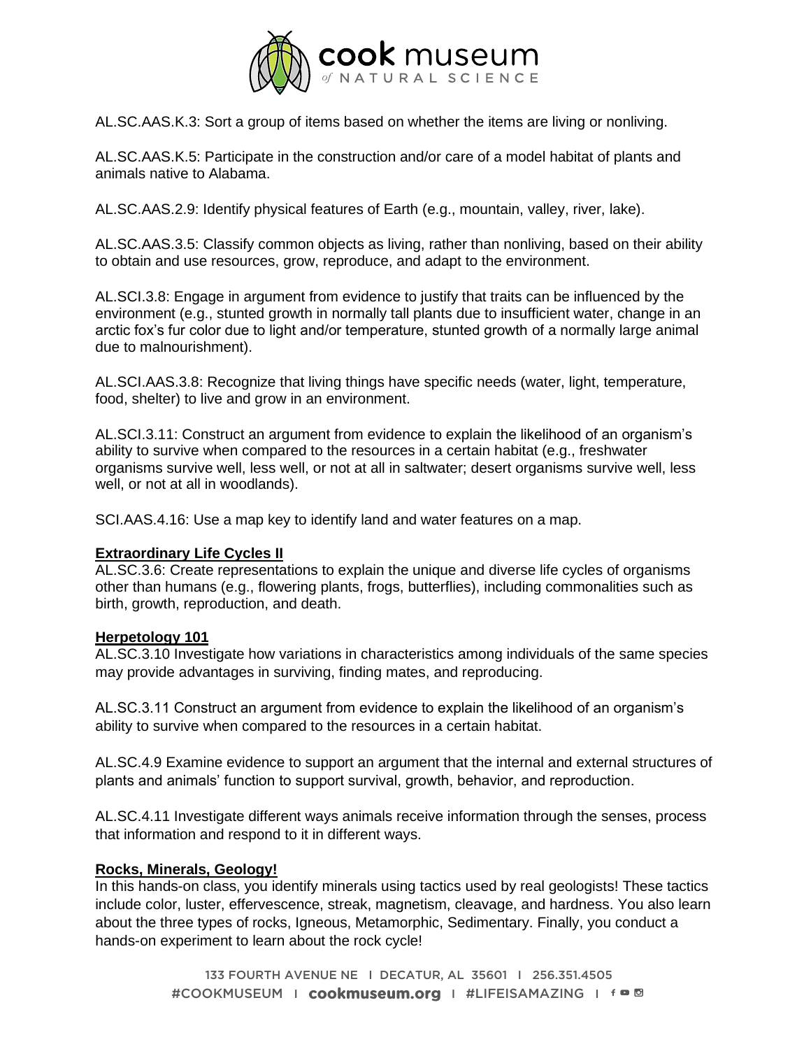AL.SC.AAS.K.3: Sort a group of items based on whether the items are living or nonliving.

AL.SC.AAS.K.5: Participate in the construction and/or care of a model habitat of plants and animals native to Alabama.

AL.SC.AAS.2.9: Identify physical features of Earth (e.g., mountain, valley, river, lake).

AL.SC.AAS.3.5: Classify common objects as living, rather than nonliving, based on their ability to obtain and use resources, grow, reproduce, and adapt to the environment.

AL.SCI.3.8: Engage in argument from evidence to justify that traits can be influenced by the environment (e.g., stunted growth in normally tall plants due to insufficient water, change in an arctic fox's fur color due to light and/or temperature, stunted growth of a normally large animal due to malnourishment).

AL.SCI.AAS.3.8: Recognize that living things have specific needs (water, light, temperature, food, shelter) to live and grow in an environment.

AL.SCI.3.11: Construct an argument from evidence to explain the likelihood of an organism's ability to survive when compared to the resources in a certain habitat (e.g., freshwater organisms survive well, less well, or not at all in saltwater; desert organisms survive well, less well, or not at all in woodlands).

SCI.AAS.4.16: Use a map key to identify land and water features on a map.

**Extraordinary Life Cycles II**

AL.SC.3.6: Create representations to explain the unique and diverse life cycles of organisms other than humans (e.g., flowering plants, frogs, butterflies), including commonalities such as birth, growth, reproduction, and death.

**Herpetology 101**

AL.SC.3.10 Investigate how variations in characteristics among individuals of the same species may provide advantages in surviving, finding mates, and reproducing.

AL.SC.3.11 Construct an argument from evidence to explain the likelihood of an organism's ability to survive when compared to the resources in a certain habitat.

AL.SC.4.9 Examine evidence to support an argument that the internal and external structures of plants and animals' function to support survival, growth, behavior, and reproduction.

AL.SC.4.11 Investigate different ways animals receive information through the senses, process that information and respond to it in different ways.

**Rocks, Minerals, Geology!**

In this hands-on class, you identify minerals using tactics used by real geologists! These tactics include color, luster, effervescence, streak, magnetism, cleavage, and hardness. You also learn about the three types of rocks, Igneous, Metamorphic, Sedimentary. Finally, you conduct a hands-on experiment to learn about the rock cycle!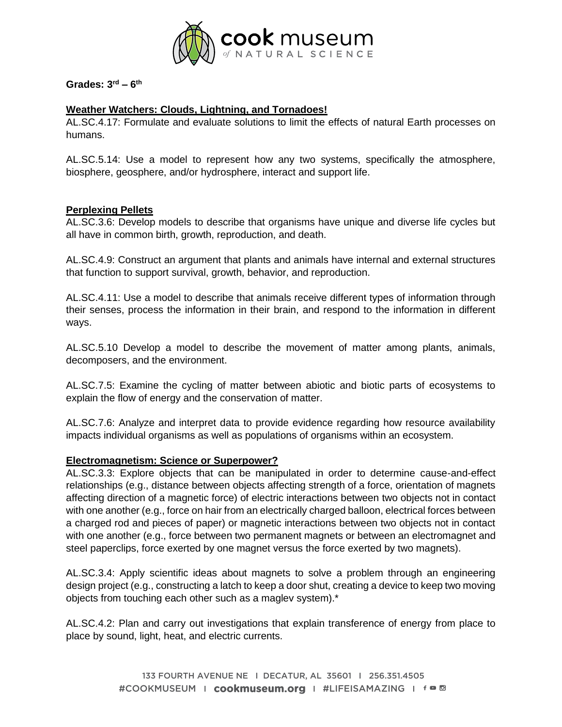**Grades: 3rd – 6th**

## Weather Watchers: Clouds, Lightning, and Tornadoes!

AL.SC.4.17: Formulate and evaluate solutions to limit the effects of natural Earth processes on humans.

AL.SC.5.14: Use a model to represent how any two systems, specifically the atmosphere, biosphere, geosphere, and/or hydrosphere, interact and support life.

## Perplexing Pellets

AL.SC.3.6: Develop models to describe that organisms have unique and diverse life cycles but all have in common birth, growth, reproduction, and death.

AL.SC.4.9: Construct an argument that plants and animals have internal and external structures that function to support survival, growth, behavior, and reproduction.

AL.SC.4.11: Use a model to describe that animals receive different types of information through their senses, process the information in their brain, and respond to the information in different ways.

AL.SC.5.10 Develop a model to describe the movement of matter among plants, animals, decomposers, and the environment.

AL.SC.7.5: Examine the cycling of matter between abiotic and biotic parts of ecosystems to explain the flow of energy and the conservation of matter.

AL.SC.7.6: Analyze and interpret data to provide evidence regarding how resource availability impacts individual organisms as well as populations of organisms within an ecosystem.

## Electromagnetism: Science or Superpower?

AL.SC.3.3: Explore objects that can be manipulated in order to determine cause-and-effect relationships (e.g., distance between objects affecting strength of a force, orientation of magnets affecting direction of a magnetic force) of electric interactions between two objects not in contact with one another (e.g., force on hair from an electrically charged balloon, electrical forces between a charged rod and pieces of paper) or magnetic interactions between two objects not in contact with one another (e.g., force between two permanent magnets or between an electromagnet and steel paperclips, force exerted by one magnet versus the force exerted by two magnets).

AL.SC.3.4: Apply scientific ideas about magnets to solve a problem through an engineering design project (e.g., constructing a latch to keep a door shut, creating a device to keep two moving objects from touching each other such as a maglev system).*

AL.SC.4.2: Plan and carry out investigations that explain transference of energy from place to place by sound, light, heat, and electric currents.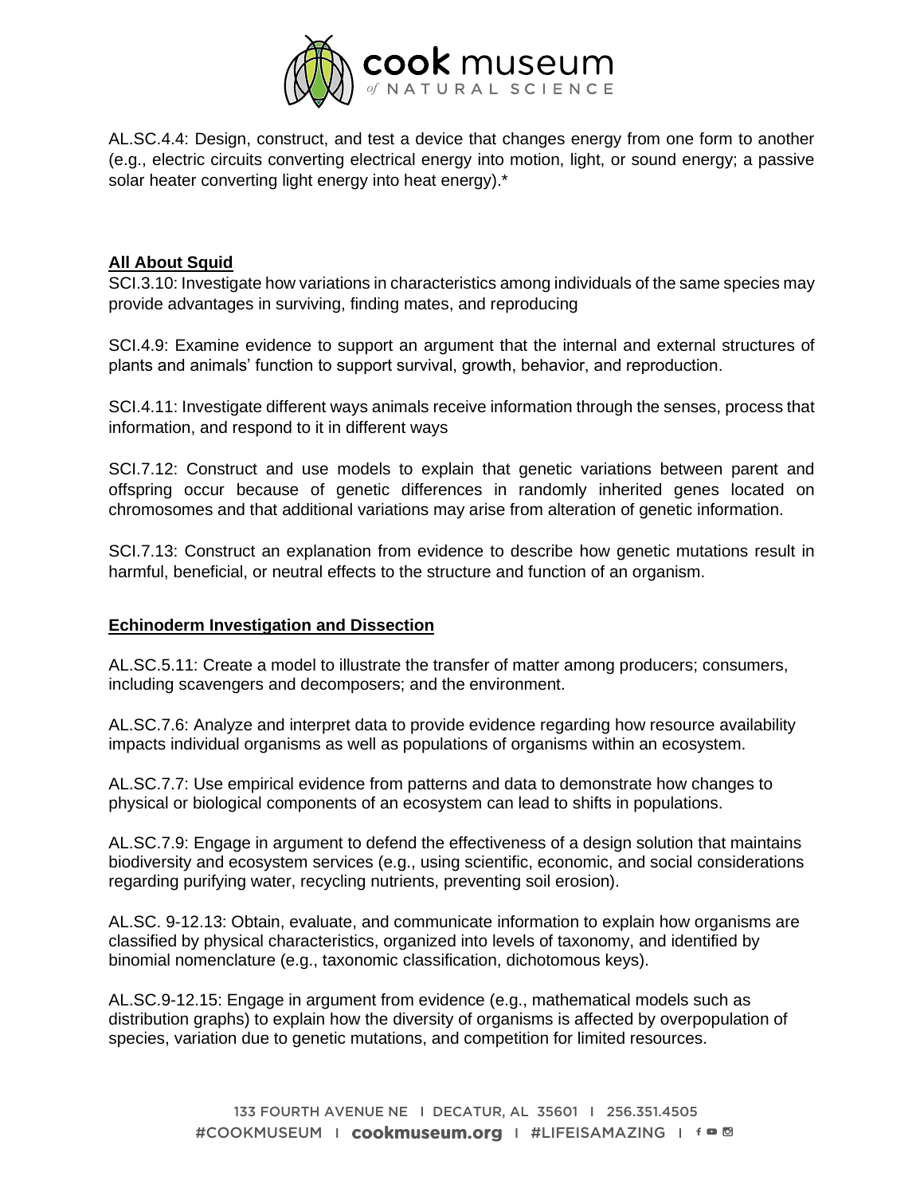AL.SC.4.4: Design, construct, and test a device that changes energy from one form to another (e.g., electric circuits converting electrical energy into motion, light, or sound energy; a passive solar heater converting light energy into heat energy).*

**All About Squid**

SCI.3.10: Investigate how variations in characteristics among individuals of the same species may provide advantages in surviving, finding mates, and reproducing

SCI.4.9: Examine evidence to support an argument that the internal and external structures of plants and animals' function to support survival, growth, behavior, and reproduction.

SCI.4.11: Investigate different ways animals receive information through the senses, process that information, and respond to it in different ways

SCI.7.12: Construct and use models to explain that genetic variations between parent and offspring occur because of genetic differences in randomly inherited genes located on chromosomes and that additional variations may arise from alteration of genetic information.

SCI.7.13: Construct an explanation from evidence to describe how genetic mutations result in harmful, beneficial, or neutral effects to the structure and function of an organism.

**Echinoderm Investigation and Dissection**

AL.SC.5.11: Create a model to illustrate the transfer of matter among producers; consumers, including scavengers and decomposers; and the environment.

AL.SC.7.6: Analyze and interpret data to provide evidence regarding how resource availability impacts individual organisms as well as populations of organisms within an ecosystem.

AL.SC.7.7: Use empirical evidence from patterns and data to demonstrate how changes to physical or biological components of an ecosystem can lead to shifts in populations.

AL.SC.7.9: Engage in argument to defend the effectiveness of a design solution that maintains biodiversity and ecosystem services (e.g., using scientific, economic, and social considerations regarding purifying water, recycling nutrients, preventing soil erosion).

AL.SC. 9-12.13: Obtain, evaluate, and communicate information to explain how organisms are classified by physical characteristics, organized into levels of taxonomy, and identified by binomial nomenclature (e.g., taxonomic classification, dichotomous keys).

AL.SC.9-12.15: Engage in argument from evidence (e.g., mathematical models such as distribution graphs) to explain how the diversity of organisms is affected by overpopulation of species, variation due to genetic mutations, and competition for limited resources.